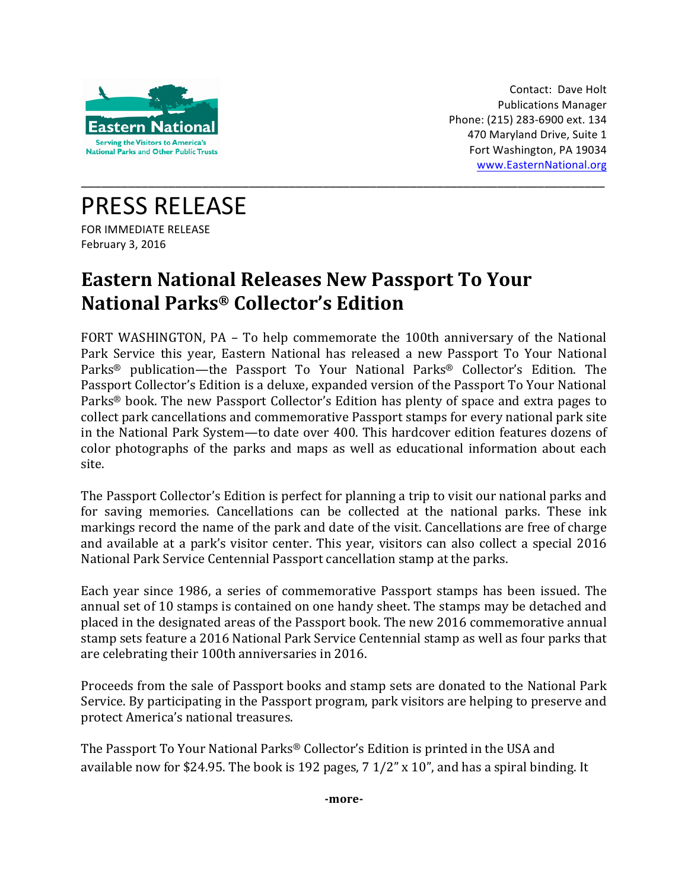Eastern National

Serving the Visitors to America's National Parks and Other Public Trusts

Contact: Dave Holt
Publications Manager
Phone: (215) 283-6900 ext. 134
470 Maryland Drive, Suite 1
Fort Washington, PA 19034
www.EasternNational.org

# PRESS RELEASE

FOR IMMEDIATE RELEASE
February 3, 2016

## Eastern National Releases New Passport To Your National Parks® Collector's Edition

FORT WASHINGTON, PA – To help commemorate the 100th anniversary of the National Park Service this year, Eastern National has released a new Passport To Your National Parks® publication—the Passport To Your National Parks® Collector's Edition. The Passport Collector's Edition is a deluxe, expanded version of the Passport To Your National Parks® book. The new Passport Collector's Edition has plenty of space and extra pages to collect park cancellations and commemorative Passport stamps for every national park site in the National Park System—to date over 400. This hardcover edition features dozens of color photographs of the parks and maps as well as educational information about each site.

The Passport Collector's Edition is perfect for planning a trip to visit our national parks and for saving memories. Cancellations can be collected at the national parks. These ink markings record the name of the park and date of the visit. Cancellations are free of charge and available at a park's visitor center. This year, visitors can also collect a special 2016 National Park Service Centennial Passport cancellation stamp at the parks.

Each year since 1986, a series of commemorative Passport stamps has been issued. The annual set of 10 stamps is contained on one handy sheet. The stamps may be detached and placed in the designated areas of the Passport book. The new 2016 commemorative annual stamp sets feature a 2016 National Park Service Centennial stamp as well as four parks that are celebrating their 100th anniversaries in 2016.

Proceeds from the sale of Passport books and stamp sets are donated to the National Park Service. By participating in the Passport program, park visitors are helping to preserve and protect America's national treasures.

The Passport To Your National Parks® Collector's Edition is printed in the USA and available now for $24.95. The book is 192 pages, 7 1/2" x 10", and has a spiral binding. It

**-more-**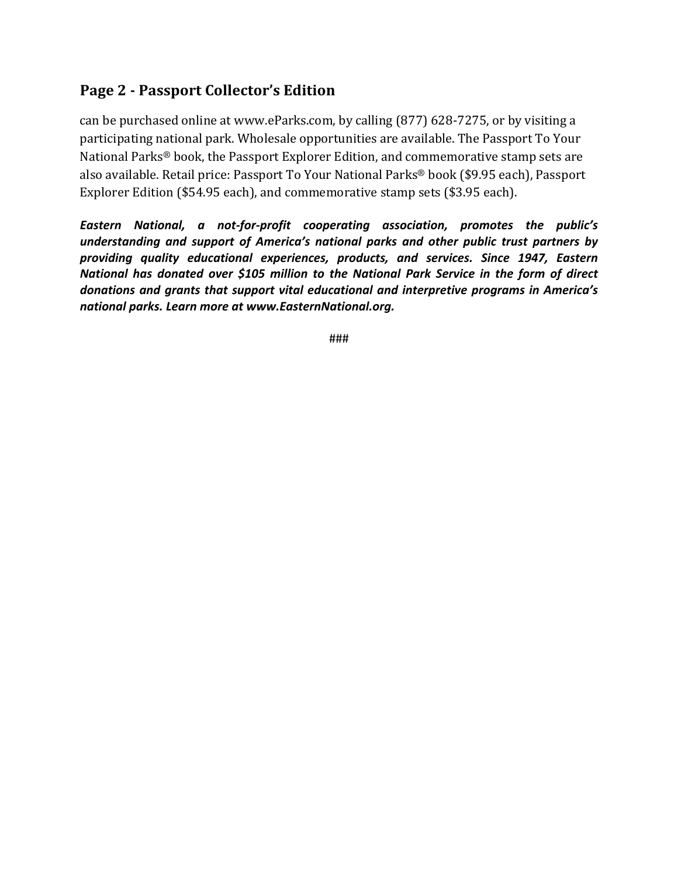can be purchased online at www.eParks.com, by calling (877) 628-7275, or by visiting a participating national park. Wholesale opportunities are available. The Passport To Your National Parks® book, the Passport Explorer Edition, and commemorative stamp sets are also available. Retail price: Passport To Your National Parks® book ($9.95 each), Passport Explorer Edition ($54.95 each), and commemorative stamp sets ($3.95 each).

***Eastern National, a not-for-profit cooperating association, promotes the public's understanding and support of America's national parks and other public trust partners by providing quality educational experiences, products, and services. Since 1947, Eastern National has donated over $105 million to the National Park Service in the form of direct donations and grants that support vital educational and interpretive programs in America's national parks. Learn more at www.EasternNational.org.***

###